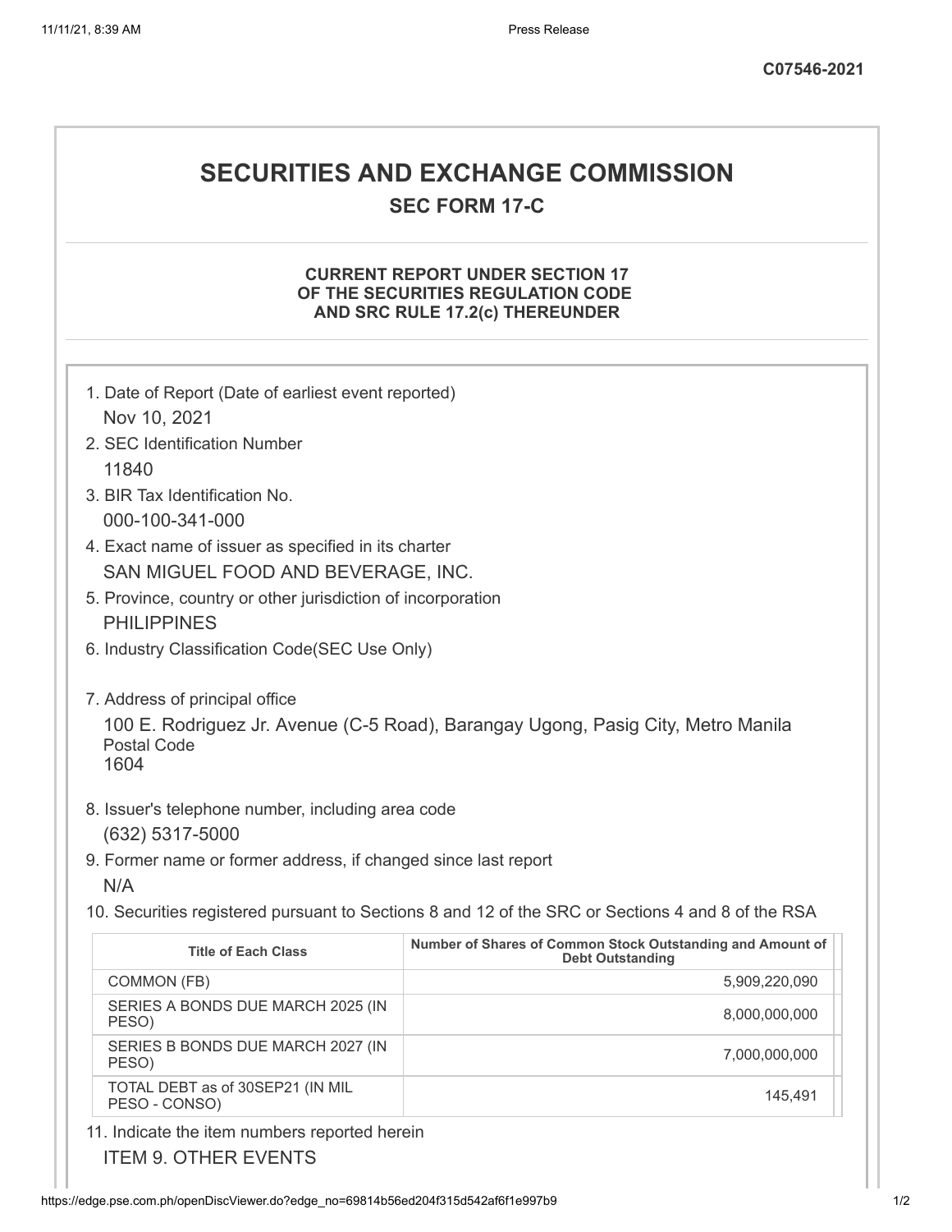C07546-2021

# SECURITIES AND EXCHANGE COMMISSION

## SEC FORM 17-C

### CURRENT REPORT UNDER SECTION 17 OF THE SECURITIES REGULATION CODE AND SRC RULE 17.2(c) THEREUNDER

1. Date of Report (Date of earliest event reported)
   Nov 10, 2021
2. SEC Identification Number
   11840
3. BIR Tax Identification No.
   000-100-341-000
4. Exact name of issuer as specified in its charter
   SAN MIGUEL FOOD AND BEVERAGE, INC.
5. Province, country or other jurisdiction of incorporation
   PHILIPPINES
6. Industry Classification Code(SEC Use Only)

7. Address of principal office
   100 E. Rodriguez Jr. Avenue (C-5 Road), Barangay Ugong, Pasig City, Metro Manila
   Postal Code
   1604
8. Issuer's telephone number, including area code
   (632) 5317-5000
9. Former name or former address, if changed since last report
   N/A
10. Securities registered pursuant to Sections 8 and 12 of the SRC or Sections 4 and 8 of the RSA

| Title of Each Class | Number of Shares of Common Stock Outstanding and Amount of Debt Outstanding |
|---|---|
| COMMON (FB) | 5,909,220,090 |
| SERIES A BONDS DUE MARCH 2025 (IN PESO) | 8,000,000,000 |
| SERIES B BONDS DUE MARCH 2027 (IN PESO) | 7,000,000,000 |
| TOTAL DEBT as of 30SEP21 (IN MIL PESO - CONSO) | 145,491 |

11. Indicate the item numbers reported herein
    ITEM 9. OTHER EVENTS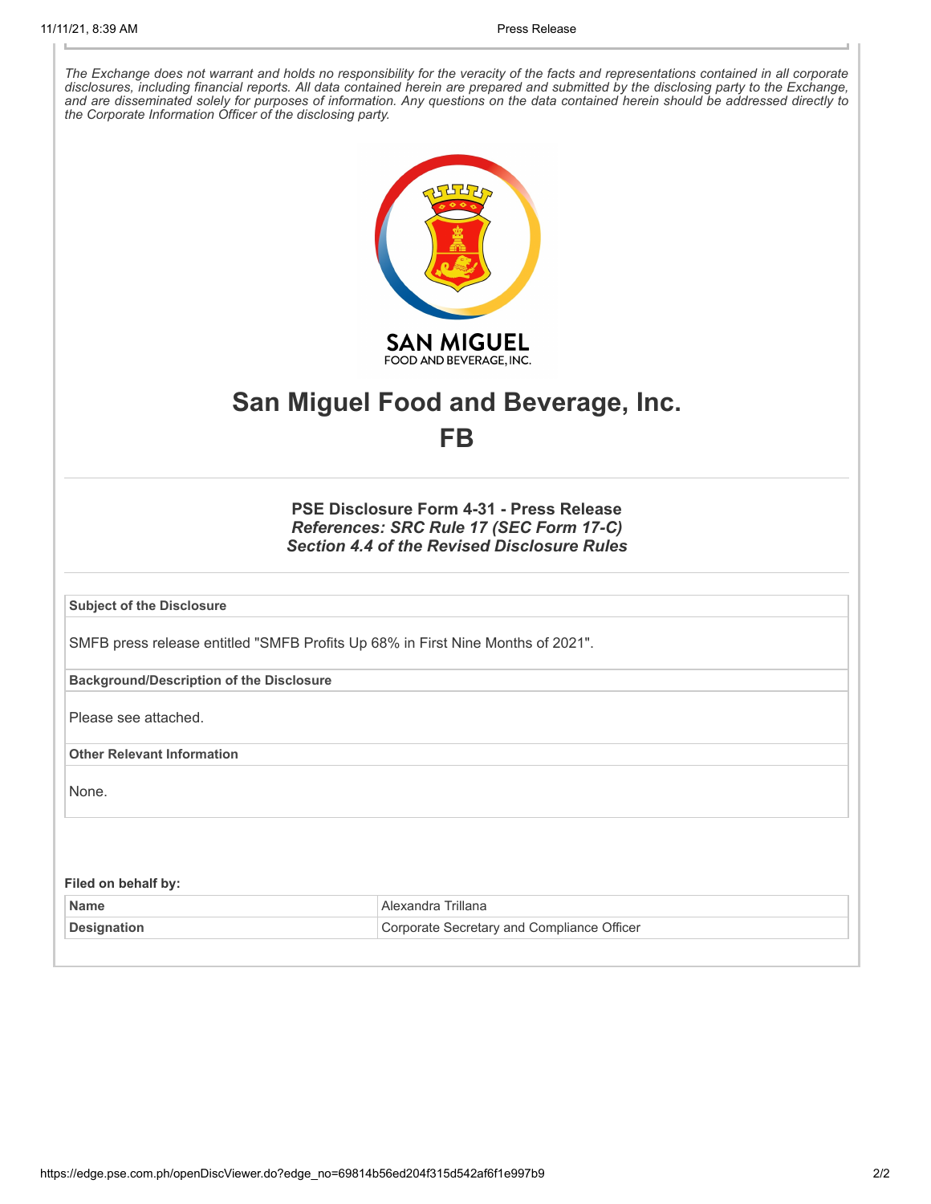*The Exchange does not warrant and holds no responsibility for the veracity of the facts and representations contained in all corporate disclosures, including financial reports. All data contained herein are prepared and submitted by the disclosing party to the Exchange, and are disseminated solely for purposes of information. Any questions on the data contained herein should be addressed directly to the Corporate Information Officer of the disclosing party.*

SAN MIGUEL
FOOD AND BEVERAGE, INC.

# San Miguel Food and Beverage, Inc.
# FB

### PSE Disclosure Form 4-31 - Press Release
***References: SRC Rule 17 (SEC Form 17-C)***
***Section 4.4 of the Revised Disclosure Rules***

| **Subject of the Disclosure** |
| --- |
| SMFB press release entitled "SMFB Profits Up 68% in First Nine Months of 2021". |
| **Background/Description of the Disclosure** |
| Please see attached. |
| **Other Relevant Information** |
| None. |

**Filed on behalf by:**

| **Name** | Alexandra Trillana |
| --- | --- |
| **Designation** | Corporate Secretary and Compliance Officer |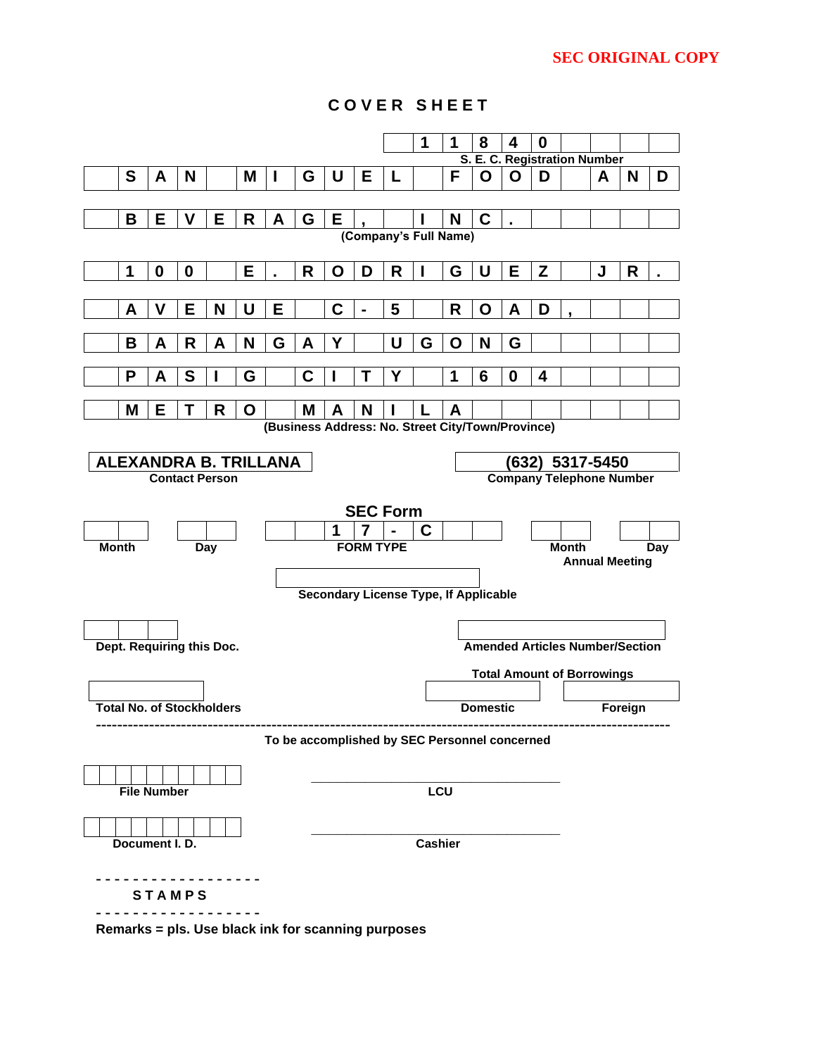SEC ORIGINAL COPY

# COVER SHEET

| 1 | 1 | 8 | 4 | 0 |
|---|---|---|---|---|

S. E. C. Registration Number

**SAN MIGUEL FOOD AND BEVERAGE, INC.**

(Company's Full Name)

**100 E. RODRIGUEZ JR. AVENUE C-5 ROAD, BARANGAY UGONG PASIG CITY 1604 METRO MANILA**

(Business Address: No. Street City/Town/Province)

**ALEXANDRA B. TRILLANA**
Contact Person

**(632) 5317-5450**
Company Telephone Number

**SEC Form**

| Month | Day | FORM TYPE | Month | Day |
|---|---|---|---|---|
| | | 17-C | | |

Annual Meeting

Secondary License Type, If Applicable

Dept. Requiring this Doc.

Amended Articles Number/Section

Total Amount of Borrowings

| Total No. of Stockholders | Domestic | Foreign |
|---|---|---|
| | | |

---

To be accomplished by SEC Personnel concerned

File Number ______________ LCU ______________

Document I. D. ______________ Cashier ______________

- - - - - - - - - - - - - - - - - -

STAMPS

- - - - - - - - - - - - - - - - - -

Remarks = pls. Use black ink for scanning purposes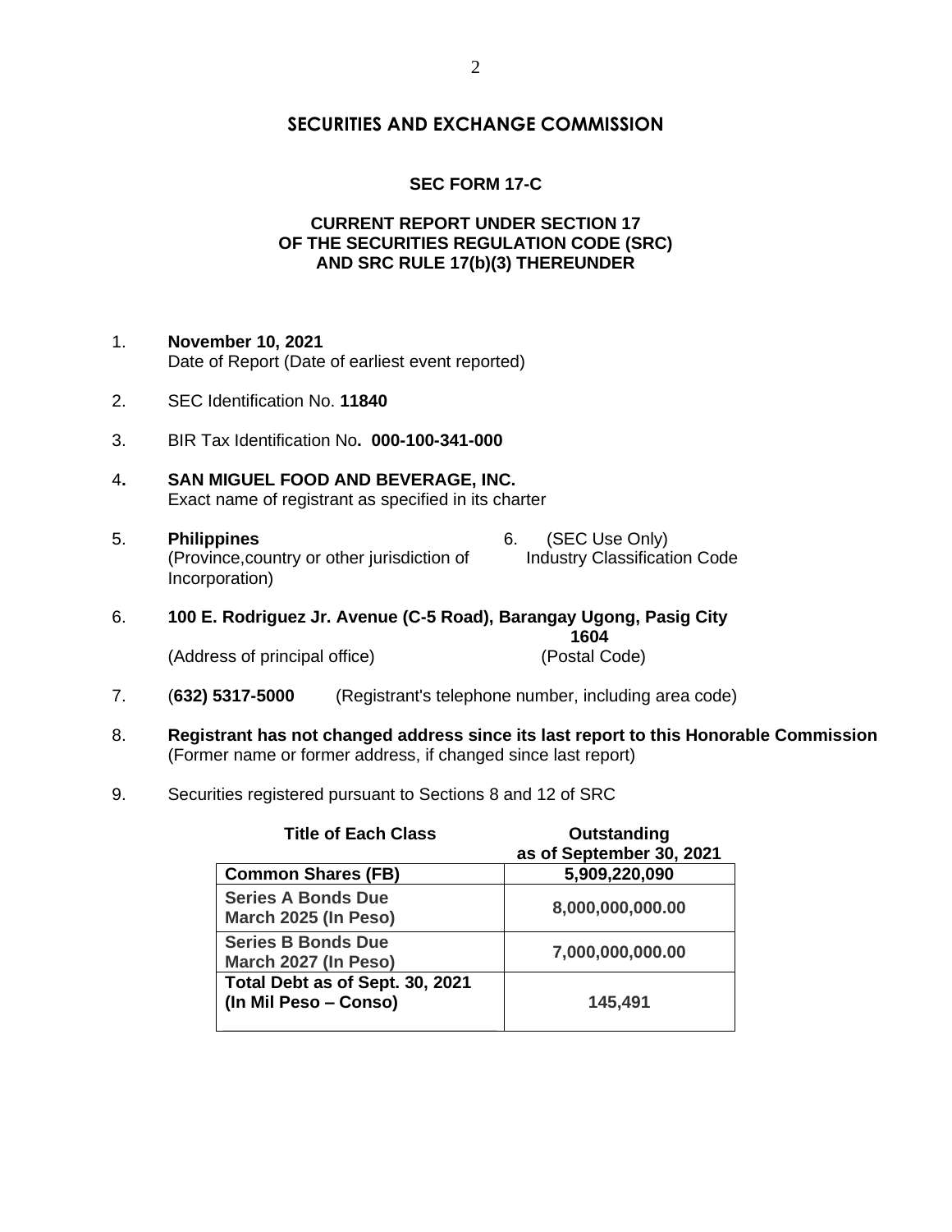## SECURITIES AND EXCHANGE COMMISSION

### SEC FORM 17-C

### CURRENT REPORT UNDER SECTION 17 OF THE SECURITIES REGULATION CODE (SRC) AND SRC RULE 17(b)(3) THEREUNDER

1. **November 10, 2021**
   Date of Report (Date of earliest event reported)

2. SEC Identification No. **11840**

3. BIR Tax Identification No**. 000-100-341-000**

4**.** **SAN MIGUEL FOOD AND BEVERAGE, INC.**
   Exact name of registrant as specified in its charter

5. **Philippines**
   (Province,country or other jurisdiction of Incorporation)

6. (SEC Use Only)
   Industry Classification Code

6. **100 E. Rodriguez Jr. Avenue (C-5 Road), Barangay Ugong, Pasig City** **1604**
   (Address of principal office) (Postal Code)

7. (**632) 5317-5000** (Registrant's telephone number, including area code)

8. **Registrant has not changed address since its last report to this Honorable Commission**
   (Former name or former address, if changed since last report)

9. Securities registered pursuant to Sections 8 and 12 of SRC

| Title of Each Class | Outstanding as of September 30, 2021 |
|---|---|
| **Common Shares (FB)** | **5,909,220,090** |
| **Series A Bonds Due March 2025 (In Peso)** | **8,000,000,000.00** |
| **Series B Bonds Due March 2027 (In Peso)** | **7,000,000,000.00** |
| **Total Debt as of Sept. 30, 2021 (In Mil Peso – Conso)** | **145,491** |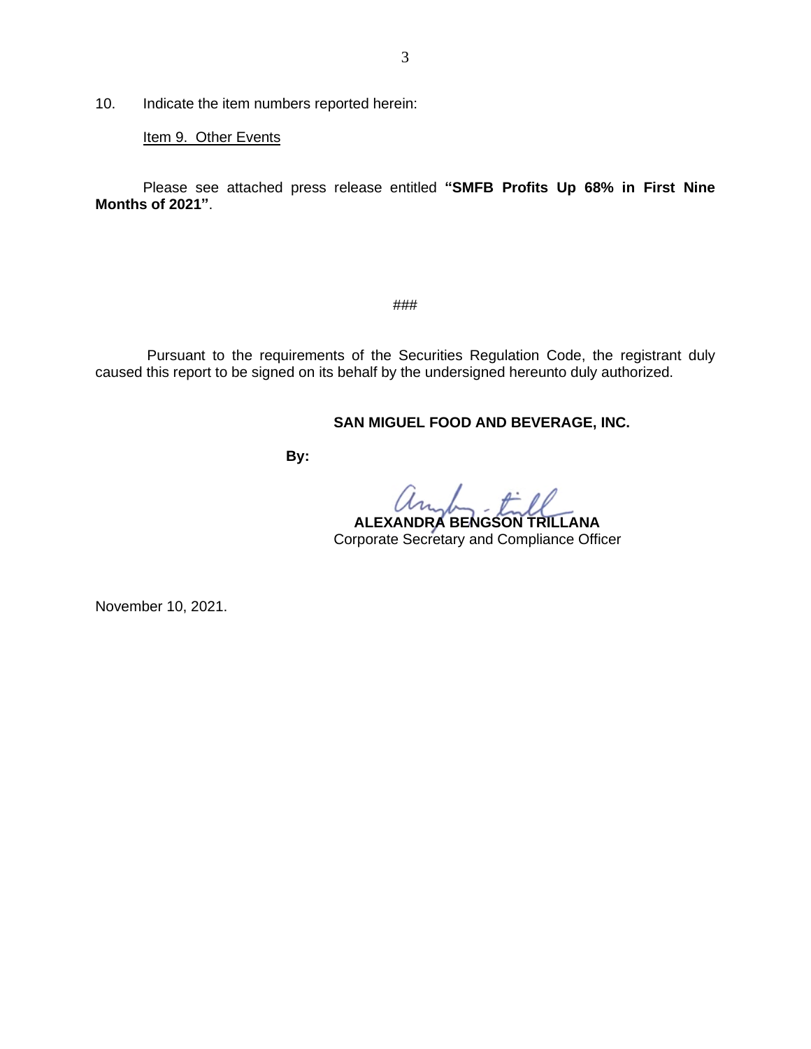10. Indicate the item numbers reported herein:

Item 9. Other Events

Please see attached press release entitled **"SMFB Profits Up 68% in First Nine Months of 2021"**.

###

Pursuant to the requirements of the Securities Regulation Code, the registrant duly caused this report to be signed on its behalf by the undersigned hereunto duly authorized.

**SAN MIGUEL FOOD AND BEVERAGE, INC.**

**By:**

**ALEXANDRA BENGSON TRILLANA**
Corporate Secretary and Compliance Officer

November 10, 2021.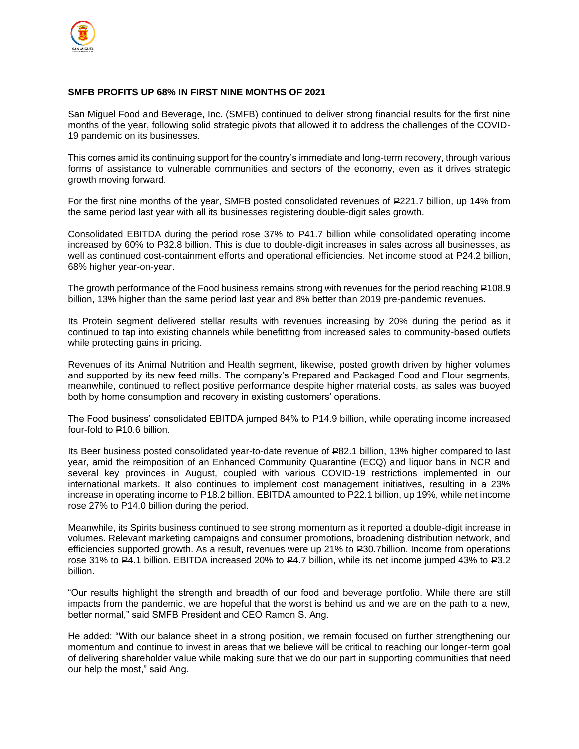## SMFB PROFITS UP 68% IN FIRST NINE MONTHS OF 2021

San Miguel Food and Beverage, Inc. (SMFB) continued to deliver strong financial results for the first nine months of the year, following solid strategic pivots that allowed it to address the challenges of the COVID-19 pandemic on its businesses.

This comes amid its continuing support for the country's immediate and long-term recovery, through various forms of assistance to vulnerable communities and sectors of the economy, even as it drives strategic growth moving forward.

For the first nine months of the year, SMFB posted consolidated revenues of ₱221.7 billion, up 14% from the same period last year with all its businesses registering double-digit sales growth.

Consolidated EBITDA during the period rose 37% to ₱41.7 billion while consolidated operating income increased by 60% to ₱32.8 billion. This is due to double-digit increases in sales across all businesses, as well as continued cost-containment efforts and operational efficiencies. Net income stood at ₱24.2 billion, 68% higher year-on-year.

The growth performance of the Food business remains strong with revenues for the period reaching ₱108.9 billion, 13% higher than the same period last year and 8% better than 2019 pre-pandemic revenues.

Its Protein segment delivered stellar results with revenues increasing by 20% during the period as it continued to tap into existing channels while benefitting from increased sales to community-based outlets while protecting gains in pricing.

Revenues of its Animal Nutrition and Health segment, likewise, posted growth driven by higher volumes and supported by its new feed mills. The company's Prepared and Packaged Food and Flour segments, meanwhile, continued to reflect positive performance despite higher material costs, as sales was buoyed both by home consumption and recovery in existing customers' operations.

The Food business' consolidated EBITDA jumped 84% to ₱14.9 billion, while operating income increased four-fold to ₱10.6 billion.

Its Beer business posted consolidated year-to-date revenue of ₱82.1 billion, 13% higher compared to last year, amid the reimposition of an Enhanced Community Quarantine (ECQ) and liquor bans in NCR and several key provinces in August, coupled with various COVID-19 restrictions implemented in our international markets. It also continues to implement cost management initiatives, resulting in a 23% increase in operating income to ₱18.2 billion. EBITDA amounted to ₱22.1 billion, up 19%, while net income rose 27% to ₱14.0 billion during the period.

Meanwhile, its Spirits business continued to see strong momentum as it reported a double-digit increase in volumes. Relevant marketing campaigns and consumer promotions, broadening distribution network, and efficiencies supported growth. As a result, revenues were up 21% to ₱30.7billion. Income from operations rose 31% to ₱4.1 billion. EBITDA increased 20% to ₱4.7 billion, while its net income jumped 43% to ₱3.2 billion.

"Our results highlight the strength and breadth of our food and beverage portfolio. While there are still impacts from the pandemic, we are hopeful that the worst is behind us and we are on the path to a new, better normal," said SMFB President and CEO Ramon S. Ang.

He added: "With our balance sheet in a strong position, we remain focused on further strengthening our momentum and continue to invest in areas that we believe will be critical to reaching our longer-term goal of delivering shareholder value while making sure that we do our part in supporting communities that need our help the most," said Ang.